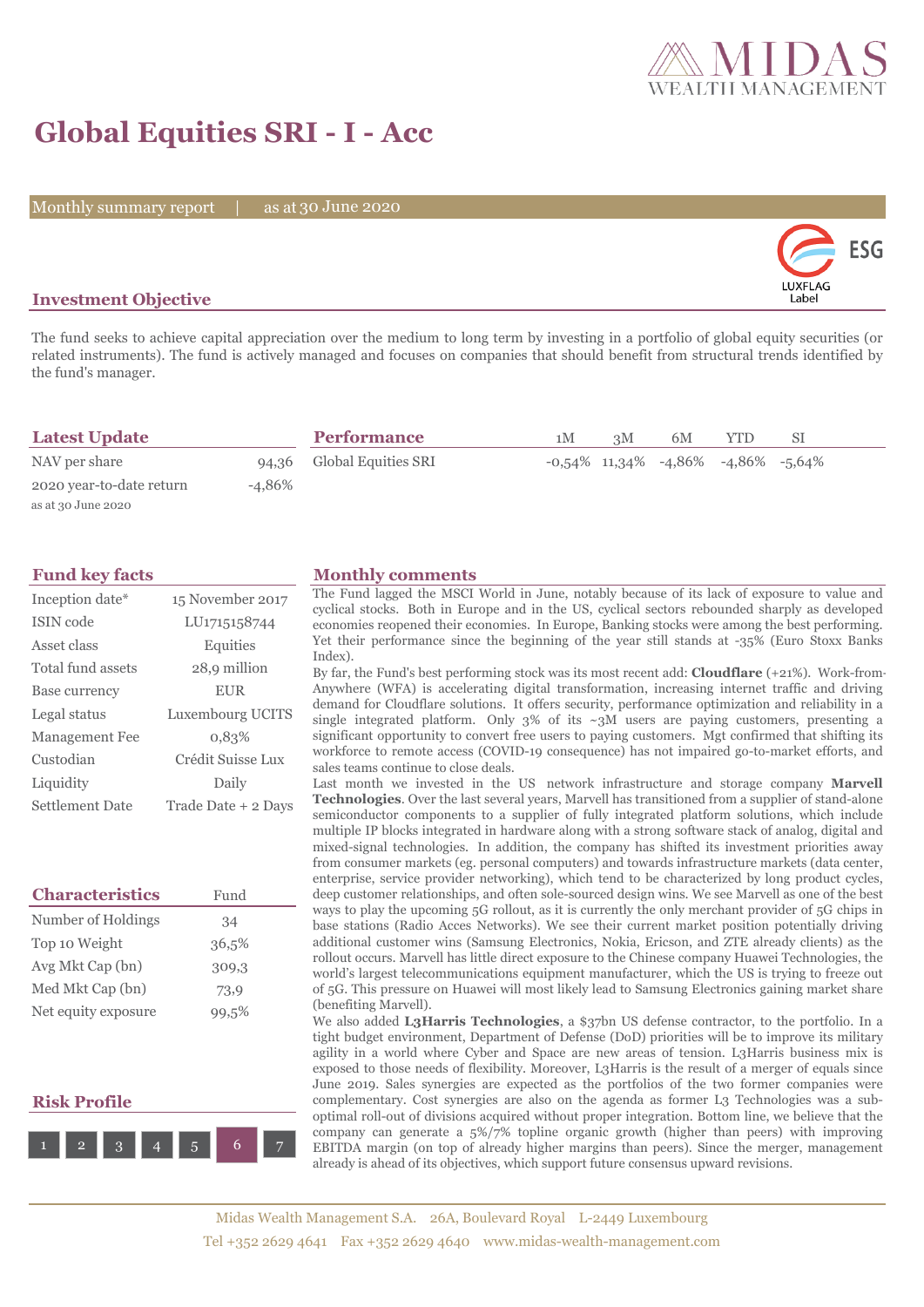# Global Equities SRI - I - Acc

Monthly summary report | as at 30 June 2020

## Investment Objective

The fund seeks to achieve capital appreciation over the medium to long term by investing in a portfolio of global equity securities (or related instruments). The fund is actively managed and focuses on companies that should benefit from structural trends identified by the fund's manager.

## Latest Update

| | |
|---|---|
| NAV per share | 94,36 |
| 2020 year-to-date return | -4,86% |

as at 30 June 2020

## Performance

| | 1M | 3M | 6M | YTD | SI |
|---|---|---|---|---|---|
| Global Equities SRI | -0,54% | 11,34% | -4,86% | -4,86% | -5,64% |

## Fund key facts

| | |
|---|---|
| Inception date* | 15 November 2017 |
| ISIN code | LU1715158744 |
| Asset class | Equities |
| Total fund assets | 28,9 million |
| Base currency | EUR |
| Legal status | Luxembourg UCITS |
| Management Fee | 0,83% |
| Custodian | Crédit Suisse Lux |
| Liquidity | Daily |
| Settlement Date | Trade Date + 2 Days |

## Characteristics

| Characteristics | Fund |
|---|---|
| Number of Holdings | 34 |
| Top 10 Weight | 36,5% |
| Avg Mkt Cap (bn) | 309,3 |
| Med Mkt Cap (bn) | 73,9 |
| Net equity exposure | 99,5% |

## Risk Profile

1 2 3 4 5 **6** 7

## Monthly comments

The Fund lagged the MSCI World in June, notably because of its lack of exposure to value and cyclical stocks. Both in Europe and in the US, cyclical sectors rebounded sharply as developed economies reopened their economies. In Europe, Banking stocks were among the best performing. Yet their performance since the beginning of the year still stands at -35% (Euro Stoxx Banks Index).

By far, the Fund's best performing stock was its most recent add: **Cloudflare** (+21%). Work-from-Anywhere (WFA) is accelerating digital transformation, increasing internet traffic and driving demand for Cloudflare solutions. It offers security, performance optimization and reliability in a single integrated platform. Only 3% of its ~3M users are paying customers, presenting a significant opportunity to convert free users to paying customers. Mgt confirmed that shifting its workforce to remote access (COVID-19 consequence) has not impaired go-to-market efforts, and sales teams continue to close deals.

Last month we invested in the US network infrastructure and storage company **Marvell Technologies**. Over the last several years, Marvell has transitioned from a supplier of stand-alone semiconductor components to a supplier of fully integrated platform solutions, which include multiple IP blocks integrated in hardware along with a strong software stack of analog, digital and mixed-signal technologies. In addition, the company has shifted its investment priorities away from consumer markets (eg. personal computers) and towards infrastructure markets (data center, enterprise, service provider networking), which tend to be characterized by long product cycles, deep customer relationships, and often sole-sourced design wins. We see Marvell as one of the best ways to play the upcoming 5G rollout, as it is currently the only merchant provider of 5G chips in base stations (Radio Acces Networks). We see their current market position potentially driving additional customer wins (Samsung Electronics, Nokia, Ericson, and ZTE already clients) as the rollout occurs. Marvell has little direct exposure to the Chinese company Huawei Technologies, the world's largest telecommunications equipment manufacturer, which the US is trying to freeze out of 5G. This pressure on Huawei will most likely lead to Samsung Electronics gaining market share (benefiting Marvell).

We also added **L3Harris Technologies**, a $37bn US defense contractor, to the portfolio. In a tight budget environment, Department of Defense (DoD) priorities will be to improve its military agility in a world where Cyber and Space are new areas of tension. L3Harris business mix is exposed to those needs of flexibility. Moreover, L3Harris is the result of a merger of equals since June 2019. Sales synergies are expected as the portfolios of the two former companies were complementary. Cost synergies are also on the agenda as former L3 Technologies was a sub-optimal roll-out of divisions acquired without proper integration. Bottom line, we believe that the company can generate a 5%/7% topline organic growth (higher than peers) with improving EBITDA margin (on top of already higher margins than peers). Since the merger, management already is ahead of its objectives, which support future consensus upward revisions.

Midas Wealth Management S.A. 26A, Boulevard Royal L-2449 Luxembourg
Tel +352 2629 4641 Fax +352 2629 4640 www.midas-wealth-management.com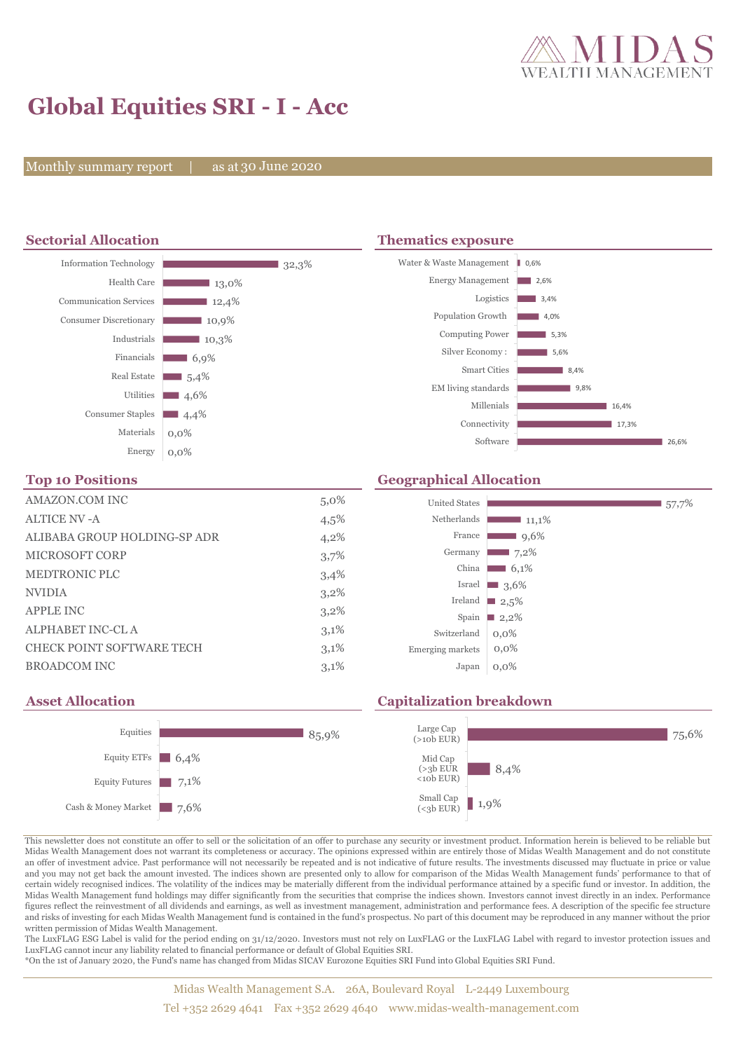# Global Equities SRI - I - Acc

Monthly summary report | as at 30 June 2020

## Sectorial Allocation

Information Technology 32,3%
Health Care 13,0%
Communication Services 12,4%
Consumer Discretionary 10,9%
Industrials 10,3%
Financials 6,9%
Real Estate 5,4%
Utilities 4,6%
Consumer Staples 4,4%
Materials 0,0%
Energy 0,0%

## Thematics exposure

Water & Waste Management 0,6%
Energy Management 2,6%
Logistics 3,4%
Population Growth 4,0%
Computing Power 5,3%
Silver Economy : 5,6%
Smart Cities 8,4%
EM living standards 9,8%
Millenials 16,4%
Connectivity 17,3%
Software 26,6%

## Top 10 Positions

| | |
|---|---|
| AMAZON.COM INC | 5,0% |
| ALTICE NV -A | 4,5% |
| ALIBABA GROUP HOLDING-SP ADR | 4,2% |
| MICROSOFT CORP | 3,7% |
| MEDTRONIC PLC | 3,4% |
| NVIDIA | 3,2% |
| APPLE INC | 3,2% |
| ALPHABET INC-CL A | 3,1% |
| CHECK POINT SOFTWARE TECH | 3,1% |
| BROADCOM INC | 3,1% |

## Geographical Allocation

United States 57,7%
Netherlands 11,1%
France 9,6%
Germany 7,2%
China 6,1%
Israel 3,6%
Ireland 2,5%
Spain 2,2%
Switzerland 0,0%
Emerging markets 0,0%
Japan 0,0%

## Asset Allocation

Equities 85,9%
Equity ETFs 6,4%
Equity Futures 7,1%
Cash & Money Market 7,6%

## Capitalization breakdown

Large Cap (>10b EUR) 75,6%
Mid Cap (>3b EUR <10b EUR) 8,4%
Small Cap (<3b EUR) 1,9%

This newsletter does not constitute an offer to sell or the solicitation of an offer to purchase any security or investment product. Information herein is believed to be reliable but Midas Wealth Management does not warrant its completeness or accuracy. The opinions expressed within are entirely those of Midas Wealth Management and do not constitute an offer of investment advice. Past performance will not necessarily be repeated and is not indicative of future results. The investments discussed may fluctuate in price or value and you may not get back the amount invested. The indices shown are presented only to allow for comparison of the Midas Wealth Management funds' performance to that of certain widely recognised indices. The volatility of the indices may be materially different from the individual performance attained by a specific fund or investor. In addition, the Midas Wealth Management fund holdings may differ significantly from the securities that comprise the indices shown. Investors cannot invest directly in an index. Performance figures reflect the reinvestment of all dividends and earnings, as well as investment management, administration and performance fees. A description of the specific fee structure and risks of investing for each Midas Wealth Management fund is contained in the fund's prospectus. No part of this document may be reproduced in any manner without the prior written permission of Midas Wealth Management.

The LuxFLAG ESG Label is valid for the period ending on 31/12/2020. Investors must not rely on LuxFLAG or the LuxFLAG Label with regard to investor protection issues and LuxFLAG cannot incur any liability related to financial performance or default of Global Equities SRI.

*On the 1st of January 2020, the Fund's name has changed from Midas SICAV Eurozone Equities SRI Fund into Global Equities SRI Fund.

Midas Wealth Management S.A. 26A, Boulevard Royal L-2449 Luxembourg
Tel +352 2629 4641 Fax +352 2629 4640 www.midas-wealth-management.com